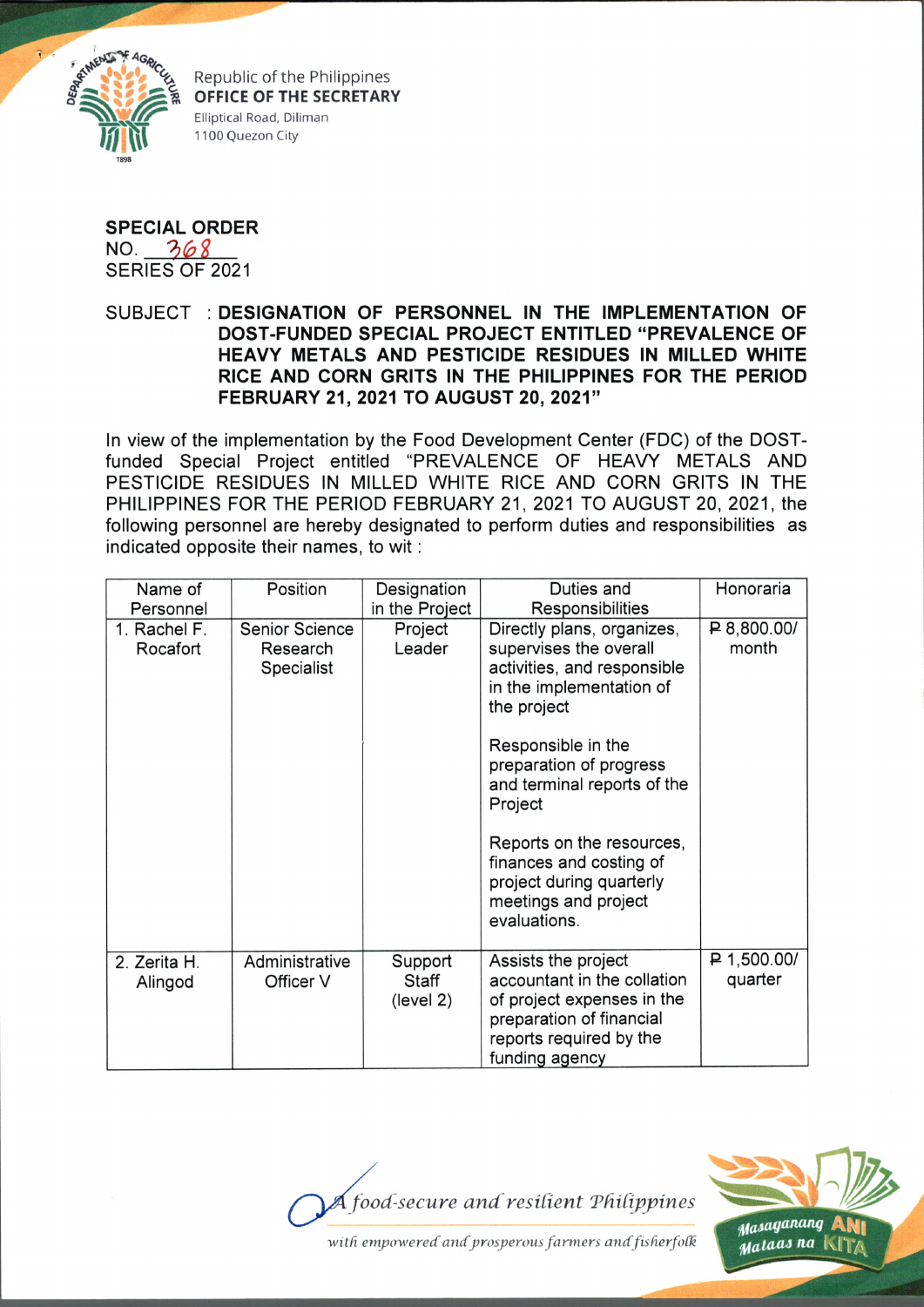Republic of the Philippines
**OFFICE OF THE SECRETARY**
Elliptical Road, Diliman
1100 Quezon City

**SPECIAL ORDER**
NO. 368
SERIES OF 2021

SUBJECT : **DESIGNATION OF PERSONNEL IN THE IMPLEMENTATION OF DOST-FUNDED SPECIAL PROJECT ENTITLED "PREVALENCE OF HEAVY METALS AND PESTICIDE RESIDUES IN MILLED WHITE RICE AND CORN GRITS IN THE PHILIPPINES FOR THE PERIOD FEBRUARY 21, 2021 TO AUGUST 20, 2021"**

In view of the implementation by the Food Development Center (FDC) of the DOST-funded Special Project entitled "PREVALENCE OF HEAVY METALS AND PESTICIDE RESIDUES IN MILLED WHITE RICE AND CORN GRITS IN THE PHILIPPINES FOR THE PERIOD FEBRUARY 21, 2021 TO AUGUST 20, 2021, the following personnel are hereby designated to perform duties and responsibilities as indicated opposite their names, to wit :

| Name of Personnel | Position | Designation in the Project | Duties and Responsibilities | Honoraria |
|---|---|---|---|---|
| 1. Rachel F. Rocafort | Senior Science Research Specialist | Project Leader | Directly plans, organizes, supervises the overall activities, and responsible in the implementation of the project<br><br>Responsible in the preparation of progress and terminal reports of the Project<br><br>Reports on the resources, finances and costing of project during quarterly meetings and project evaluations. | ₱ 8,800.00/ month |
| 2. Zerita H. Alingod | Administrative Officer V | Support Staff (level 2) | Assists the project accountant in the collation of project expenses in the preparation of financial reports required by the funding agency | ₱ 1,500.00/ quarter |

*A food-secure and resilient Philippines*
*with empowered and prosperous farmers and fisherfolk*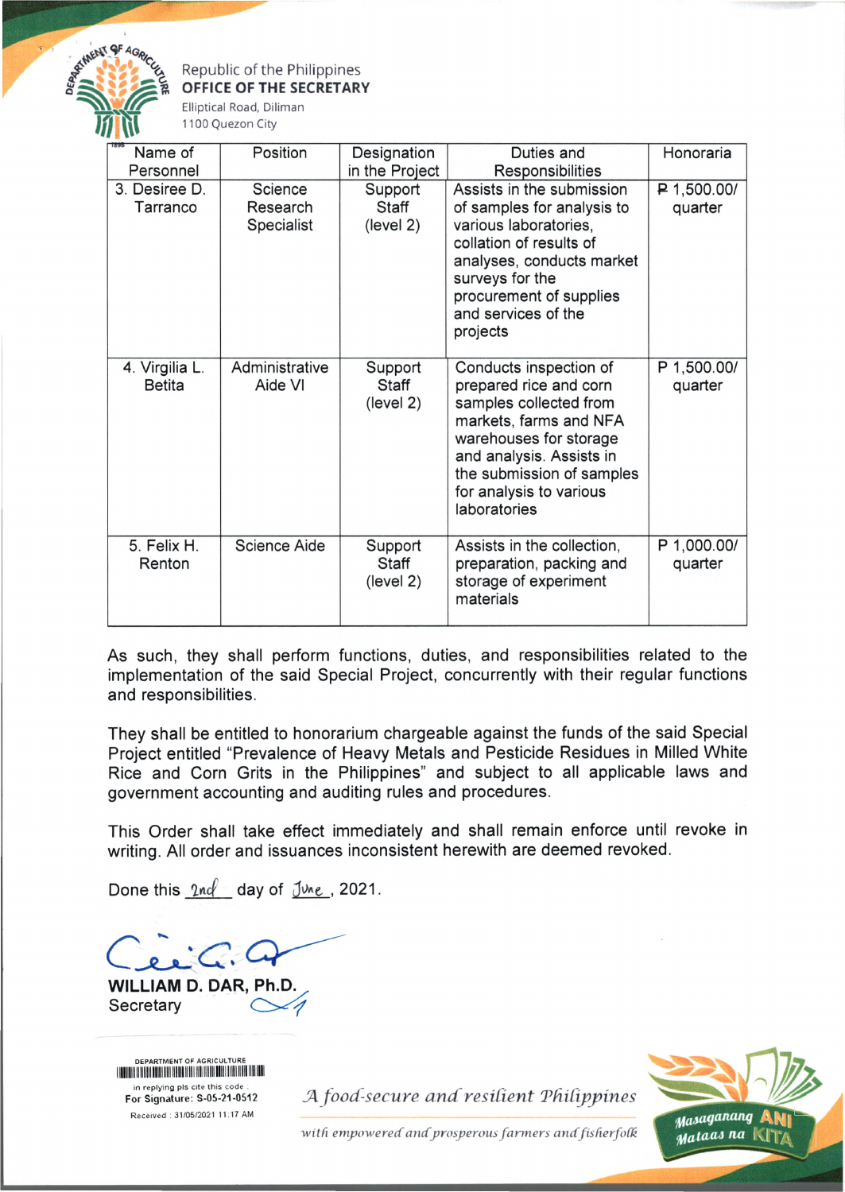| Name of Personnel | Position | Designation in the Project | Duties and Responsibilities | Honoraria |
|---|---|---|---|---|
| 3. Desiree D. Tarranco | Science Research Specialist | Support Staff (level 2) | Assists in the submission of samples for analysis to various laboratories, collation of results of analyses, conducts market surveys for the procurement of supplies and services of the projects | ₱ 1,500.00/ quarter |
| 4. Virgilia L. Betita | Administrative Aide VI | Support Staff (level 2) | Conducts inspection of prepared rice and corn samples collected from markets, farms and NFA warehouses for storage and analysis. Assists in the submission of samples for analysis to various laboratories | P 1,500.00/ quarter |
| 5. Felix H. Renton | Science Aide | Support Staff (level 2) | Assists in the collection, preparation, packing and storage of experiment materials | P 1,000.00/ quarter |

As such, they shall perform functions, duties, and responsibilities related to the implementation of the said Special Project, concurrently with their regular functions and responsibilities.

They shall be entitled to honorarium chargeable against the funds of the said Special Project entitled "Prevalence of Heavy Metals and Pesticide Residues in Milled White Rice and Corn Grits in the Philippines" and subject to all applicable laws and government accounting and auditing rules and procedures.

This Order shall take effect immediately and shall remain enforce until revoke in writing. All order and issuances inconsistent herewith are deemed revoked.

Done this 2nd day of June, 2021.

**WILLIAM D. DAR, Ph.D.**
Secretary

DEPARTMENT OF AGRICULTURE
in replying pls cite this code :
For Signature: S-05-21-0512
Received : 31/05/2021 11:17 AM